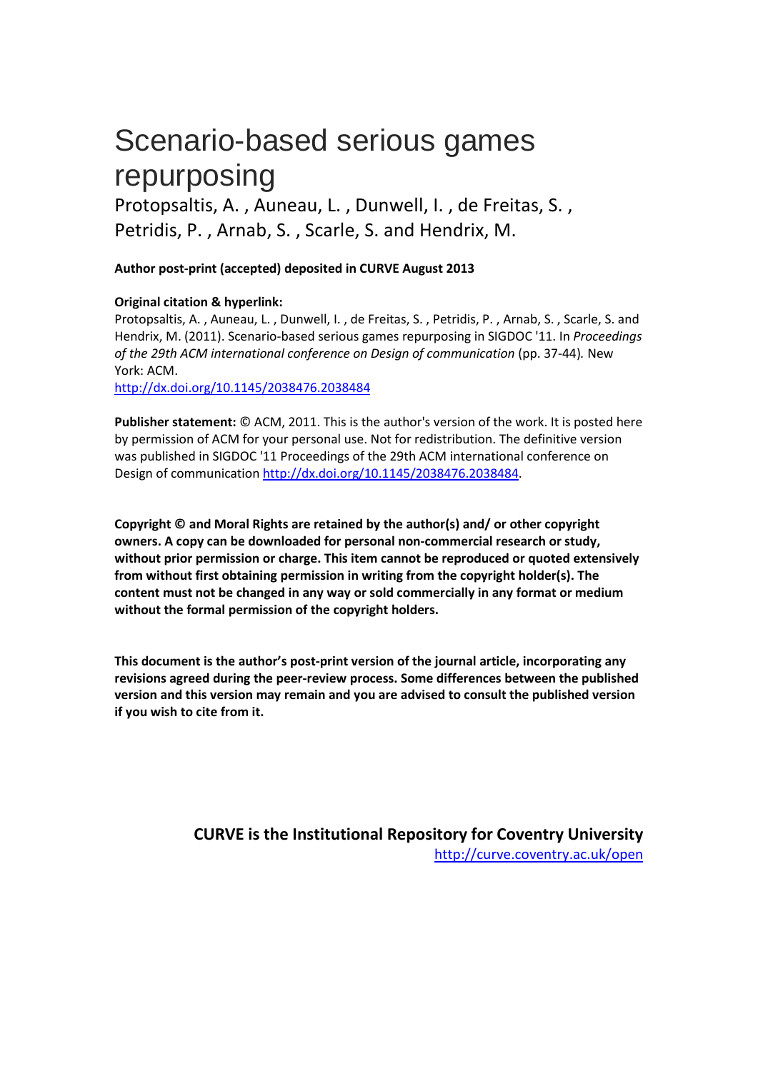# Scenario-based serious games repurposing

Protopsaltis, A. , Auneau, L. , Dunwell, I. , de Freitas, S. , Petridis, P. , Arnab, S. , Scarle, S. and Hendrix, M.

**Author post-print (accepted) deposited in CURVE August 2013**

**Original citation & hyperlink:**

Protopsaltis, A. , Auneau, L. , Dunwell, I. , de Freitas, S. , Petridis, P. , Arnab, S. , Scarle, S. and Hendrix, M. (2011). Scenario-based serious games repurposing in SIGDOC '11. In *Proceedings of the 29th ACM international conference on Design of communication* (pp. 37-44). New York: ACM.

http://dx.doi.org/10.1145/2038476.2038484

**Publisher statement:** © ACM, 2011. This is the author's version of the work. It is posted here by permission of ACM for your personal use. Not for redistribution. The definitive version was published in SIGDOC '11 Proceedings of the 29th ACM international conference on Design of communication http://dx.doi.org/10.1145/2038476.2038484.

**Copyright © and Moral Rights are retained by the author(s) and/ or other copyright owners. A copy can be downloaded for personal non-commercial research or study, without prior permission or charge. This item cannot be reproduced or quoted extensively from without first obtaining permission in writing from the copyright holder(s). The content must not be changed in any way or sold commercially in any format or medium without the formal permission of the copyright holders.**

**This document is the author's post-print version of the journal article, incorporating any revisions agreed during the peer-review process. Some differences between the published version and this version may remain and you are advised to consult the published version if you wish to cite from it.**

**CURVE is the Institutional Repository for Coventry University**

http://curve.coventry.ac.uk/open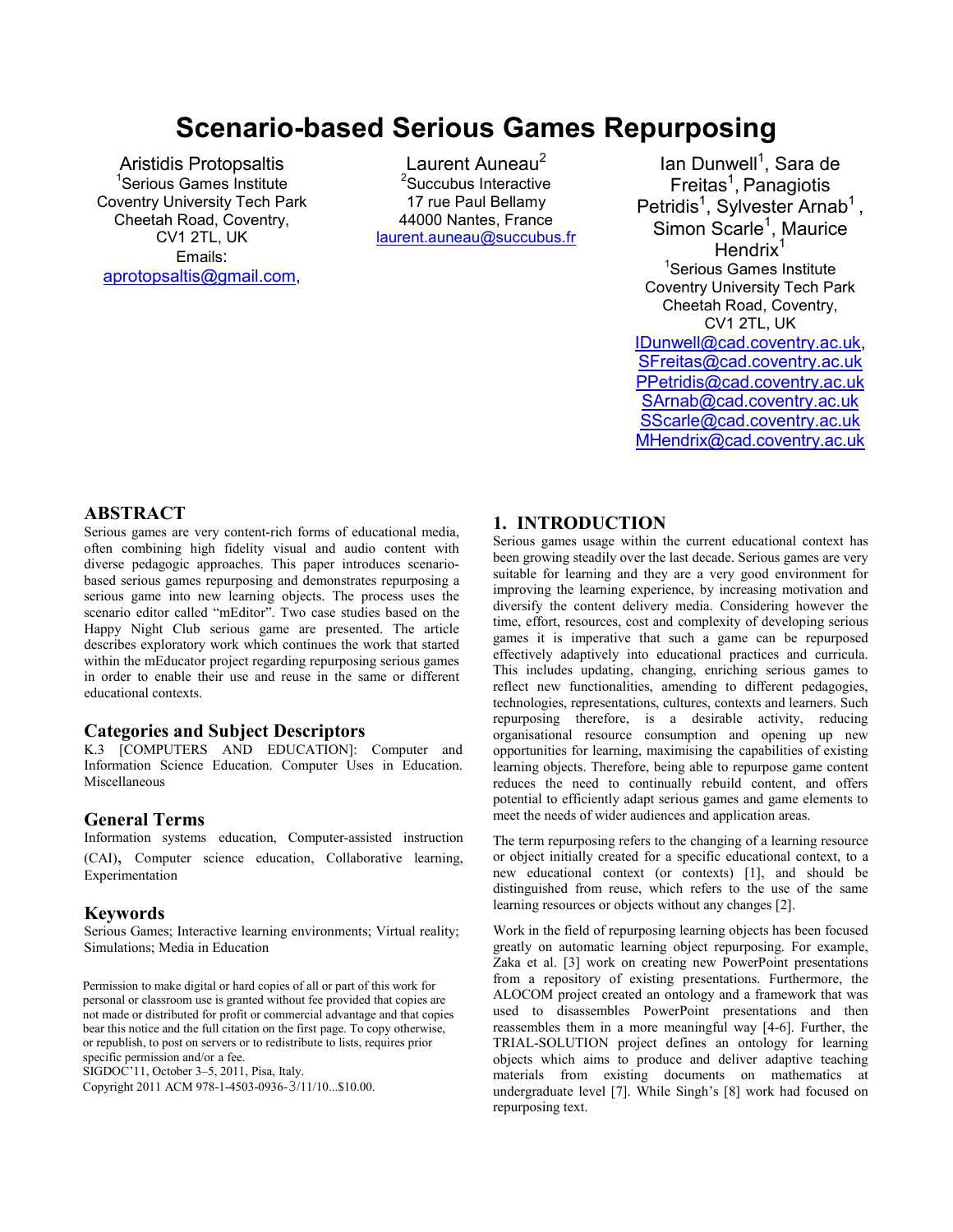# Scenario-based Serious Games Repurposing

Aristidis Protopsaltis
[1]Serious Games Institute
Coventry University Tech Park
Cheetah Road, Coventry,
CV1 2TL, UK
Emails:
aprotopsaltis@gmail.com,

Laurent Auneau[2]
[2]Succubus Interactive
17 rue Paul Bellamy
44000 Nantes, France
laurent.auneau@succubus.fr

Ian Dunwell[1], Sara de Freitas[1], Panagiotis Petridis[1], Sylvester Arnab[1], Simon Scarle[1], Maurice Hendrix[1]
[1]Serious Games Institute
Coventry University Tech Park
Cheetah Road, Coventry,
CV1 2TL, UK
IDunwell@cad.coventry.ac.uk,
SFreitas@cad.coventry.ac.uk
PPetridis@cad.coventry.ac.uk
SArnab@cad.coventry.ac.uk
SScarle@cad.coventry.ac.uk
MHendrix@cad.coventry.ac.uk

## ABSTRACT

Serious games are very content-rich forms of educational media, often combining high fidelity visual and audio content with diverse pedagogic approaches. This paper introduces scenario-based serious games repurposing and demonstrates repurposing a serious game into new learning objects. The process uses the scenario editor called "mEditor". Two case studies based on the Happy Night Club serious game are presented. The article describes exploratory work which continues the work that started within the mEducator project regarding repurposing serious games in order to enable their use and reuse in the same or different educational contexts.

## Categories and Subject Descriptors

K.3 [COMPUTERS AND EDUCATION]: Computer and Information Science Education. Computer Uses in Education. Miscellaneous

## General Terms

Information systems education, Computer-assisted instruction (CAI), Computer science education, Collaborative learning, Experimentation

## Keywords

Serious Games; Interactive learning environments; Virtual reality; Simulations; Media in Education

Permission to make digital or hard copies of all or part of this work for personal or classroom use is granted without fee provided that copies are not made or distributed for profit or commercial advantage and that copies bear this notice and the full citation on the first page. To copy otherwise, or republish, to post on servers or to redistribute to lists, requires prior specific permission and/or a fee.
SIGDOC'11, October 3–5, 2011, Pisa, Italy.
Copyright 2011 ACM 978-1-4503-0936-3/11/10...$10.00.

## 1. INTRODUCTION

Serious games usage within the current educational context has been growing steadily over the last decade. Serious games are very suitable for learning and they are a very good environment for improving the learning experience, by increasing motivation and diversify the content delivery media. Considering however the time, effort, resources, cost and complexity of developing serious games it is imperative that such a game can be repurposed effectively adaptively into educational practices and curricula. This includes updating, changing, enriching serious games to reflect new functionalities, amending to different pedagogies, technologies, representations, cultures, contexts and learners. Such repurposing therefore, is a desirable activity, reducing organisational resource consumption and opening up new opportunities for learning, maximising the capabilities of existing learning objects. Therefore, being able to repurpose game content reduces the need to continually rebuild content, and offers potential to efficiently adapt serious games and game elements to meet the needs of wider audiences and application areas.

The term repurposing refers to the changing of a learning resource or object initially created for a specific educational context, to a new educational context (or contexts) [1], and should be distinguished from reuse, which refers to the use of the same learning resources or objects without any changes [2].

Work in the field of repurposing learning objects has been focused greatly on automatic learning object repurposing. For example, Zaka et al. [3] work on creating new PowerPoint presentations from a repository of existing presentations. Furthermore, the ALOCOM project created an ontology and a framework that was used to disassembles PowerPoint presentations and then reassembles them in a more meaningful way [4-6]. Further, the TRIAL-SOLUTION project defines an ontology for learning objects which aims to produce and deliver adaptive teaching materials from existing documents on mathematics at undergraduate level [7]. While Singh's [8] work had focused on repurposing text.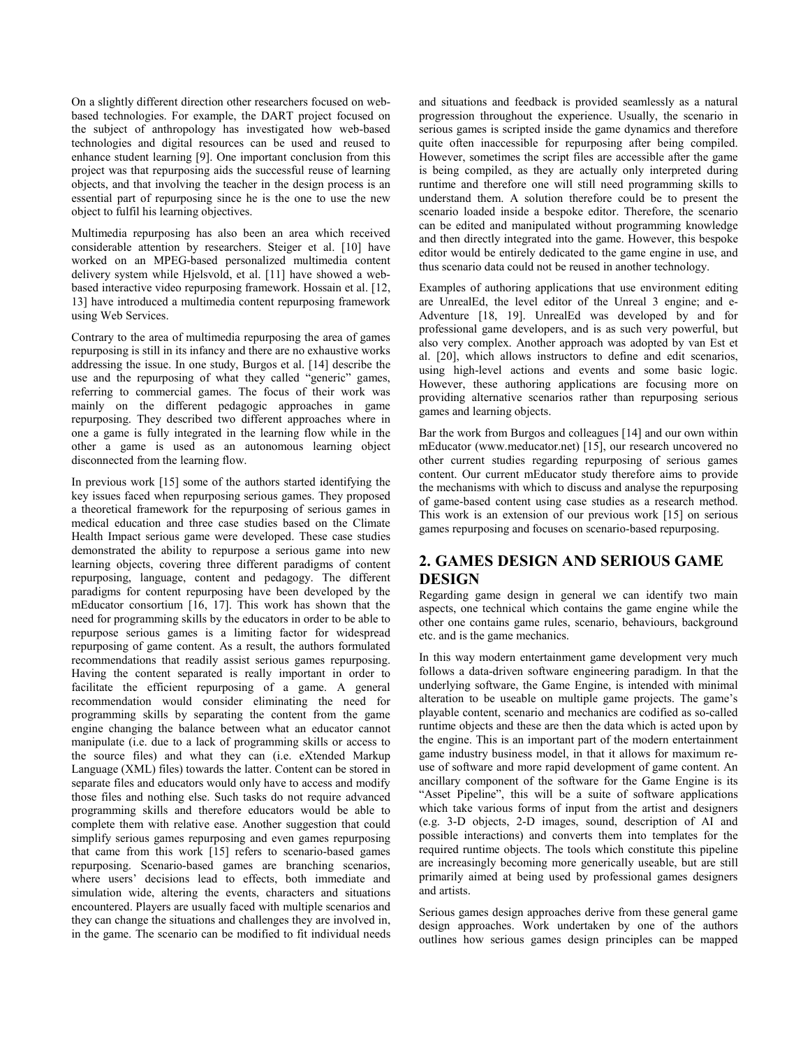On a slightly different direction other researchers focused on web-based technologies. For example, the DART project focused on the subject of anthropology has investigated how web-based technologies and digital resources can be used and reused to enhance student learning [9]. One important conclusion from this project was that repurposing aids the successful reuse of learning objects, and that involving the teacher in the design process is an essential part of repurposing since he is the one to use the new object to fulfil his learning objectives.

Multimedia repurposing has also been an area which received considerable attention by researchers. Steiger et al. [10] have worked on an MPEG-based personalized multimedia content delivery system while Hjelsvold, et al. [11] have showed a web-based interactive video repurposing framework. Hossain et al. [12, 13] have introduced a multimedia content repurposing framework using Web Services.

Contrary to the area of multimedia repurposing the area of games repurposing is still in its infancy and there are no exhaustive works addressing the issue. In one study, Burgos et al. [14] describe the use and the repurposing of what they called "generic" games, referring to commercial games. The focus of their work was mainly on the different pedagogic approaches in game repurposing. They described two different approaches where in one a game is fully integrated in the learning flow while in the other a game is used as an autonomous learning object disconnected from the learning flow.

In previous work [15] some of the authors started identifying the key issues faced when repurposing serious games. They proposed a theoretical framework for the repurposing of serious games in medical education and three case studies based on the Climate Health Impact serious game were developed. These case studies demonstrated the ability to repurpose a serious game into new learning objects, covering three different paradigms of content repurposing, language, content and pedagogy. The different paradigms for content repurposing have been developed by the mEducator consortium [16, 17]. This work has shown that the need for programming skills by the educators in order to be able to repurpose serious games is a limiting factor for widespread repurposing of game content. As a result, the authors formulated recommendations that readily assist serious games repurposing. Having the content separated is really important in order to facilitate the efficient repurposing of a game. A general recommendation would consider eliminating the need for programming skills by separating the content from the game engine changing the balance between what an educator cannot manipulate (i.e. due to a lack of programming skills or access to the source files) and what they can (i.e. eXtended Markup Language (XML) files) towards the latter. Content can be stored in separate files and educators would only have to access and modify those files and nothing else. Such tasks do not require advanced programming skills and therefore educators would be able to complete them with relative ease. Another suggestion that could simplify serious games repurposing and even games repurposing that came from this work [15] refers to scenario-based games repurposing. Scenario-based games are branching scenarios, where users' decisions lead to effects, both immediate and simulation wide, altering the events, characters and situations encountered. Players are usually faced with multiple scenarios and they can change the situations and challenges they are involved in, in the game. The scenario can be modified to fit individual needs and situations and feedback is provided seamlessly as a natural progression throughout the experience. Usually, the scenario in serious games is scripted inside the game dynamics and therefore quite often inaccessible for repurposing after being compiled. However, sometimes the script files are accessible after the game is being compiled, as they are actually only interpreted during runtime and therefore one will still need programming skills to understand them. A solution therefore could be to present the scenario loaded inside a bespoke editor. Therefore, the scenario can be edited and manipulated without programming knowledge and then directly integrated into the game. However, this bespoke editor would be entirely dedicated to the game engine in use, and thus scenario data could not be reused in another technology.

Examples of authoring applications that use environment editing are UnrealEd, the level editor of the Unreal 3 engine; and e-Adventure [18, 19]. UnrealEd was developed by and for professional game developers, and is as such very powerful, but also very complex. Another approach was adopted by van Est et al. [20], which allows instructors to define and edit scenarios, using high-level actions and events and some basic logic. However, these authoring applications are focusing more on providing alternative scenarios rather than repurposing serious games and learning objects.

Bar the work from Burgos and colleagues [14] and our own within mEducator (www.meducator.net) [15], our research uncovered no other current studies regarding repurposing of serious games content. Our current mEducator study therefore aims to provide the mechanisms with which to discuss and analyse the repurposing of game-based content using case studies as a research method. This work is an extension of our previous work [15] on serious games repurposing and focuses on scenario-based repurposing.

## 2. GAMES DESIGN AND SERIOUS GAME DESIGN

Regarding game design in general we can identify two main aspects, one technical which contains the game engine while the other one contains game rules, scenario, behaviours, background etc. and is the game mechanics.

In this way modern entertainment game development very much follows a data-driven software engineering paradigm. In that the underlying software, the Game Engine, is intended with minimal alteration to be useable on multiple game projects. The game's playable content, scenario and mechanics are codified as so-called runtime objects and these are then the data which is acted upon by the engine. This is an important part of the modern entertainment game industry business model, in that it allows for maximum re-use of software and more rapid development of game content. An ancillary component of the software for the Game Engine is its "Asset Pipeline", this will be a suite of software applications which take various forms of input from the artist and designers (e.g. 3-D objects, 2-D images, sound, description of AI and possible interactions) and converts them into templates for the required runtime objects. The tools which constitute this pipeline are increasingly becoming more generically useable, but are still primarily aimed at being used by professional games designers and artists.

Serious games design approaches derive from these general game design approaches. Work undertaken by one of the authors outlines how serious games design principles can be mapped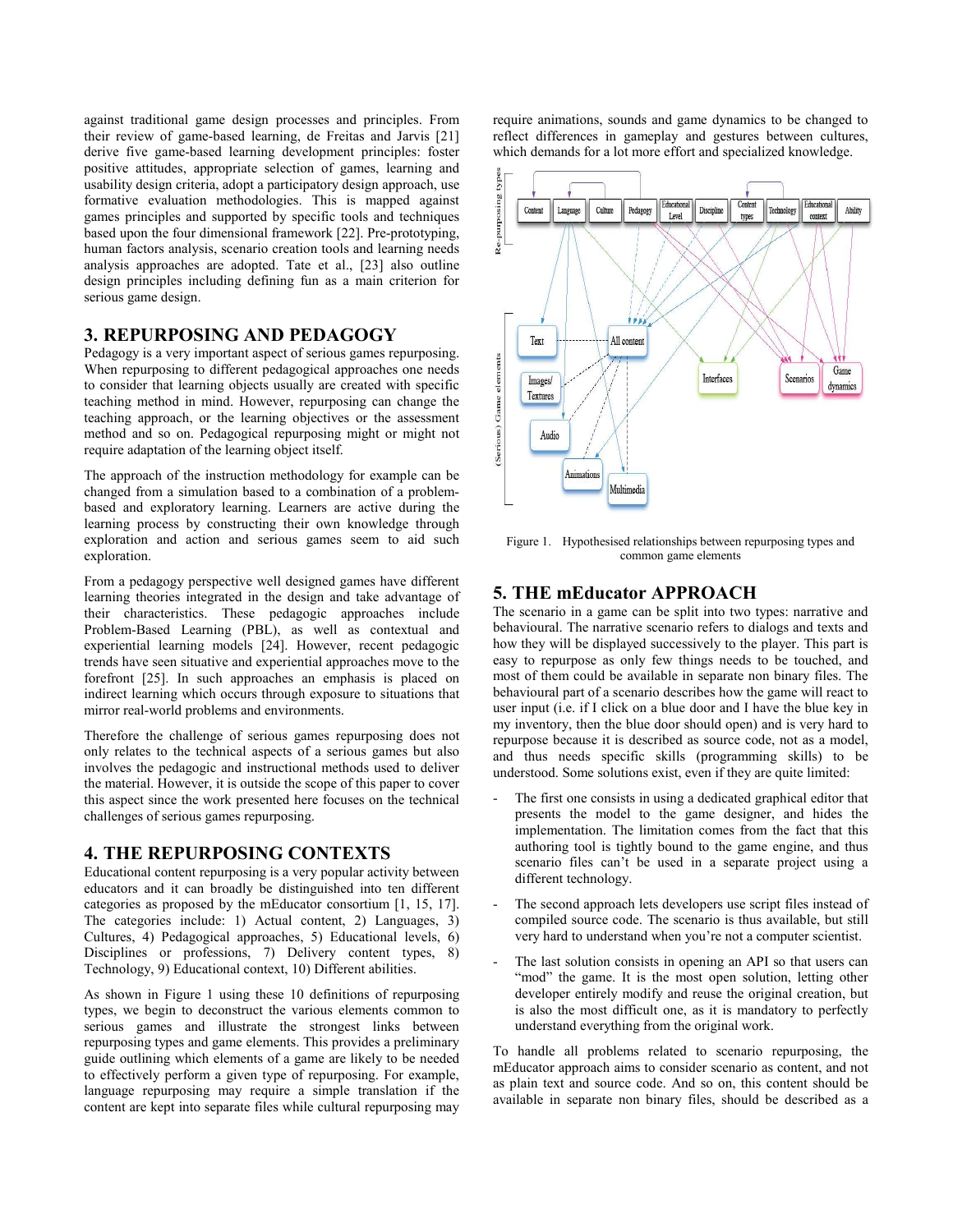against traditional game design processes and principles. From their review of game-based learning, de Freitas and Jarvis [21] derive five game-based learning development principles: foster positive attitudes, appropriate selection of games, learning and usability design criteria, adopt a participatory design approach, use formative evaluation methodologies. This is mapped against games principles and supported by specific tools and techniques based upon the four dimensional framework [22]. Pre-prototyping, human factors analysis, scenario creation tools and learning needs analysis approaches are adopted. Tate et al., [23] also outline design principles including defining fun as a main criterion for serious game design.

## 3. REPURPOSING AND PEDAGOGY

Pedagogy is a very important aspect of serious games repurposing. When repurposing to different pedagogical approaches one needs to consider that learning objects usually are created with specific teaching method in mind. However, repurposing can change the teaching approach, or the learning objectives or the assessment method and so on. Pedagogical repurposing might or might not require adaptation of the learning object itself.

The approach of the instruction methodology for example can be changed from a simulation based to a combination of a problem-based and exploratory learning. Learners are active during the learning process by constructing their own knowledge through exploration and action and serious games seem to aid such exploration.

From a pedagogy perspective well designed games have different learning theories integrated in the design and take advantage of their characteristics. These pedagogic approaches include Problem-Based Learning (PBL), as well as contextual and experiential learning models [24]. However, recent pedagogic trends have seen situative and experiential approaches move to the forefront [25]. In such approaches an emphasis is placed on indirect learning which occurs through exposure to situations that mirror real-world problems and environments.

Therefore the challenge of serious games repurposing does not only relates to the technical aspects of a serious games but also involves the pedagogic and instructional methods used to deliver the material. However, it is outside the scope of this paper to cover this aspect since the work presented here focuses on the technical challenges of serious games repurposing.

## 4. THE REPURPOSING CONTEXTS

Educational content repurposing is a very popular activity between educators and it can broadly be distinguished into ten different categories as proposed by the mEducator consortium [1, 15, 17]. The categories include: 1) Actual content, 2) Languages, 3) Cultures, 4) Pedagogical approaches, 5) Educational levels, 6) Disciplines or professions, 7) Delivery content types, 8) Technology, 9) Educational context, 10) Different abilities.

As shown in Figure 1 using these 10 definitions of repurposing types, we begin to deconstruct the various elements common to serious games and illustrate the strongest links between repurposing types and game elements. This provides a preliminary guide outlining which elements of a game are likely to be needed to effectively perform a given type of repurposing. For example, language repurposing may require a simple translation if the content are kept into separate files while cultural repurposing may require animations, sounds and game dynamics to be changed to reflect differences in gameplay and gestures between cultures, which demands for a lot more effort and specialized knowledge.

Figure 1. Hypothesised relationships between repurposing types and common game elements

## 5. THE mEducator APPROACH

The scenario in a game can be split into two types: narrative and behavioural. The narrative scenario refers to dialogs and texts and how they will be displayed successively to the player. This part is easy to repurpose as only few things needs to be touched, and most of them could be available in separate non binary files. The behavioural part of a scenario describes how the game will react to user input (i.e. if I click on a blue door and I have the blue key in my inventory, then the blue door should open) and is very hard to repurpose because it is described as source code, not as a model, and thus needs specific skills (programming skills) to be understood. Some solutions exist, even if they are quite limited:

- The first one consists in using a dedicated graphical editor that presents the model to the game designer, and hides the implementation. The limitation comes from the fact that this authoring tool is tightly bound to the game engine, and thus scenario files can't be used in a separate project using a different technology.
- The second approach lets developers use script files instead of compiled source code. The scenario is thus available, but still very hard to understand when you're not a computer scientist.
- The last solution consists in opening an API so that users can "mod" the game. It is the most open solution, letting other developer entirely modify and reuse the original creation, but is also the most difficult one, as it is mandatory to perfectly understand everything from the original work.

To handle all problems related to scenario repurposing, the mEducator approach aims to consider scenario as content, and not as plain text and source code. And so on, this content should be available in separate non binary files, should be described as a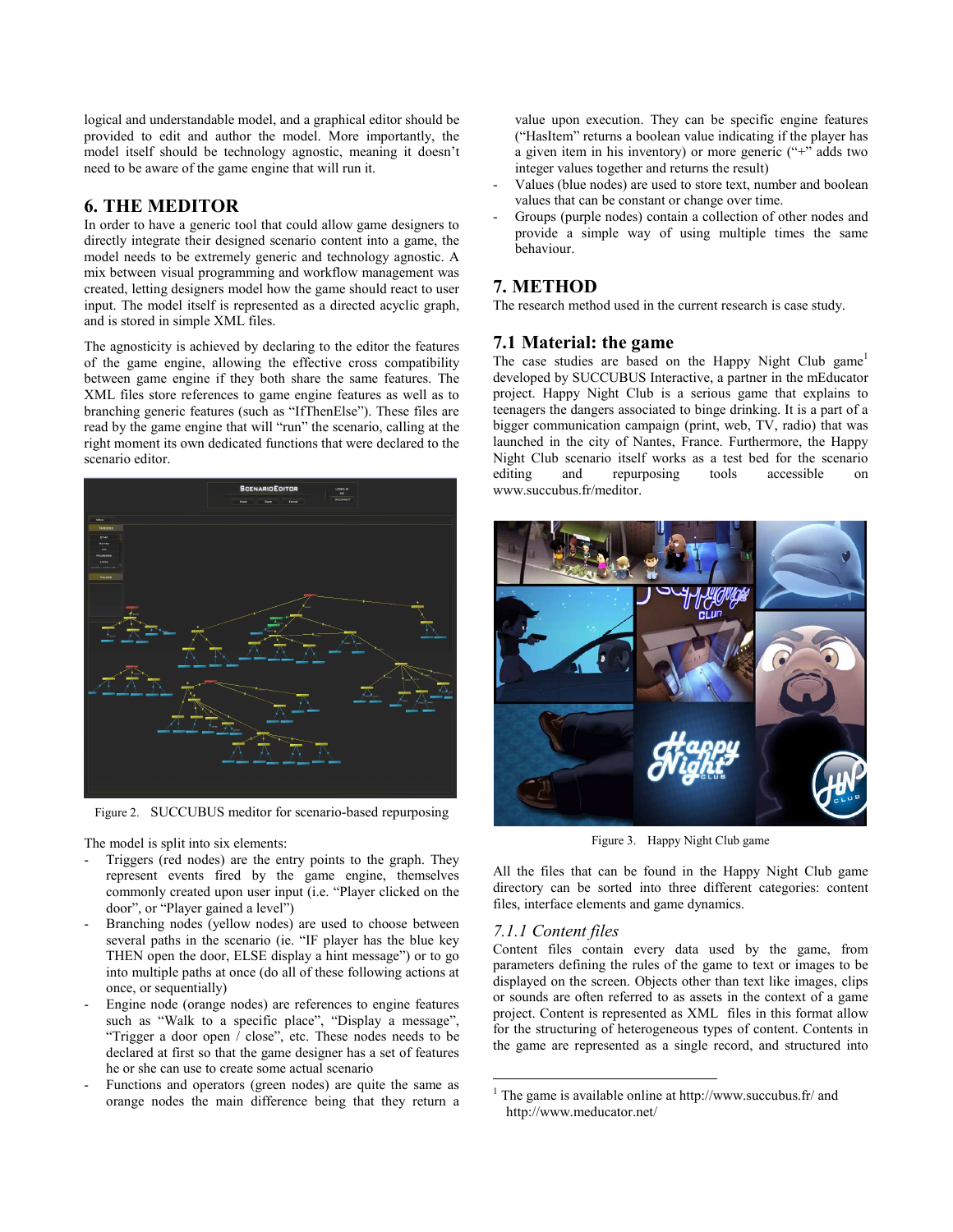logical and understandable model, and a graphical editor should be provided to edit and author the model. More importantly, the model itself should be technology agnostic, meaning it doesn't need to be aware of the game engine that will run it.

## 6. THE MEDITOR

In order to have a generic tool that could allow game designers to directly integrate their designed scenario content into a game, the model needs to be extremely generic and technology agnostic. A mix between visual programming and workflow management was created, letting designers model how the game should react to user input. The model itself is represented as a directed acyclic graph, and is stored in simple XML files.

The agnosticity is achieved by declaring to the editor the features of the game engine, allowing the effective cross compatibility between game engine if they both share the same features. The XML files store references to game engine features as well as to branching generic features (such as "IfThenElse"). These files are read by the game engine that will "run" the scenario, calling at the right moment its own dedicated functions that were declared to the scenario editor.

Figure 2. SUCCUBUS meditor for scenario-based repurposing

The model is split into six elements:

- Triggers (red nodes) are the entry points to the graph. They represent events fired by the game engine, themselves commonly created upon user input (i.e. "Player clicked on the door", or "Player gained a level")
- Branching nodes (yellow nodes) are used to choose between several paths in the scenario (ie. "IF player has the blue key THEN open the door, ELSE display a hint message") or to go into multiple paths at once (do all of these following actions at once, or sequentially)
- Engine node (orange nodes) are references to engine features such as "Walk to a specific place", "Display a message", "Trigger a door open / close", etc. These nodes needs to be declared at first so that the game designer has a set of features he or she can use to create some actual scenario
- Functions and operators (green nodes) are quite the same as orange nodes the main difference being that they return a value upon execution. They can be specific engine features ("HasItem" returns a boolean value indicating if the player has a given item in his inventory) or more generic ("+" adds two integer values together and returns the result)
- Values (blue nodes) are used to store text, number and boolean values that can be constant or change over time.
- Groups (purple nodes) contain a collection of other nodes and provide a simple way of using multiple times the same behaviour.

## 7. METHOD

The research method used in the current research is case study.

### 7.1 Material: the game

The case studies are based on the Happy Night Club game[1] developed by SUCCUBUS Interactive, a partner in the mEducator project. Happy Night Club is a serious game that explains to teenagers the dangers associated to binge drinking. It is a part of a bigger communication campaign (print, web, TV, radio) that was launched in the city of Nantes, France. Furthermore, the Happy Night Club scenario itself works as a test bed for the scenario editing and repurposing tools accessible on www.succubus.fr/meditor.

Figure 3. Happy Night Club game

All the files that can be found in the Happy Night Club game directory can be sorted into three different categories: content files, interface elements and game dynamics.

#### *7.1.1 Content files*

Content files contain every data used by the game, from parameters defining the rules of the game to text or images to be displayed on the screen. Objects other than text like images, clips or sounds are often referred to as assets in the context of a game project. Content is represented as XML files in this format allow for the structuring of heterogeneous types of content. Contents in the game are represented as a single record, and structured into

[1] The game is available online at http://www.succubus.fr/ and http://www.meducator.net/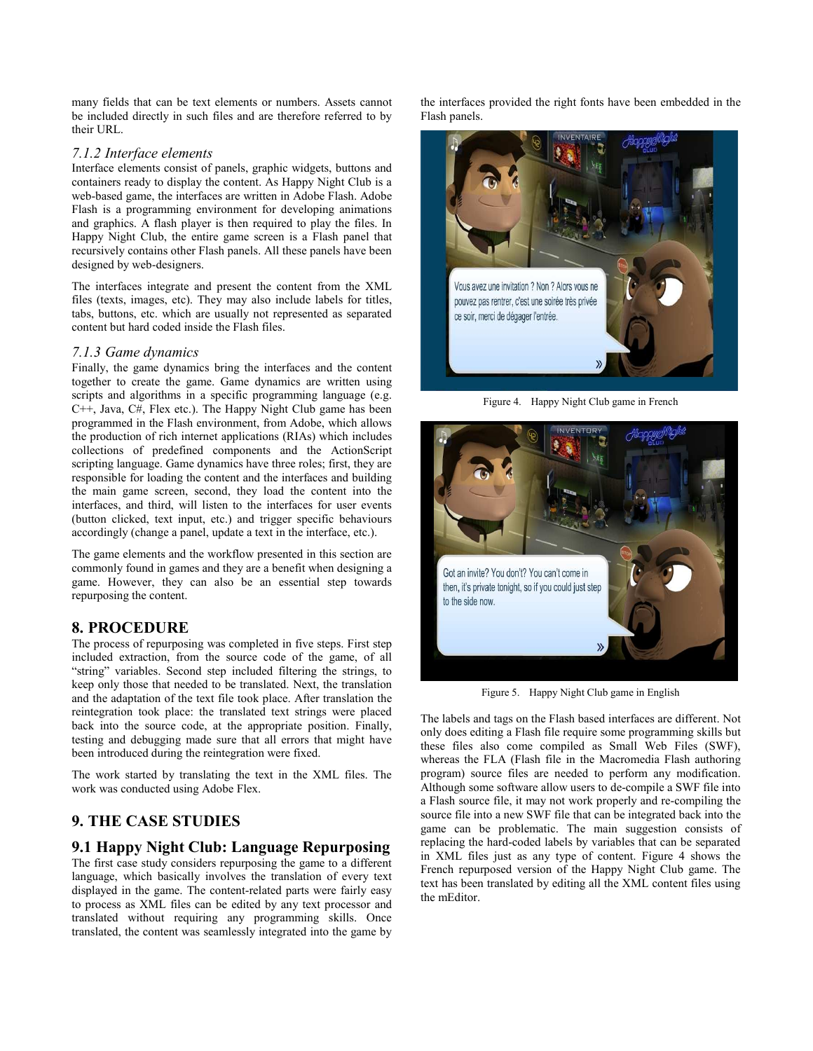many fields that can be text elements or numbers. Assets cannot be included directly in such files and are therefore referred to by their URL.

### *7.1.2 Interface elements*

Interface elements consist of panels, graphic widgets, buttons and containers ready to display the content. As Happy Night Club is a web-based game, the interfaces are written in Adobe Flash. Adobe Flash is a programming environment for developing animations and graphics. A flash player is then required to play the files. In Happy Night Club, the entire game screen is a Flash panel that recursively contains other Flash panels. All these panels have been designed by web-designers.

The interfaces integrate and present the content from the XML files (texts, images, etc). They may also include labels for titles, tabs, buttons, etc. which are usually not represented as separated content but hard coded inside the Flash files.

### *7.1.3 Game dynamics*

Finally, the game dynamics bring the interfaces and the content together to create the game. Game dynamics are written using scripts and algorithms in a specific programming language (e.g. C++, Java, C#, Flex etc.). The Happy Night Club game has been programmed in the Flash environment, from Adobe, which allows the production of rich internet applications (RIAs) which includes collections of predefined components and the ActionScript scripting language. Game dynamics have three roles; first, they are responsible for loading the content and the interfaces and building the main game screen, second, they load the content into the interfaces, and third, will listen to the interfaces for user events (button clicked, text input, etc.) and trigger specific behaviours accordingly (change a panel, update a text in the interface, etc.).

The game elements and the workflow presented in this section are commonly found in games and they are a benefit when designing a game. However, they can also be an essential step towards repurposing the content.

## 8. PROCEDURE

The process of repurposing was completed in five steps. First step included extraction, from the source code of the game, of all "string" variables. Second step included filtering the strings, to keep only those that needed to be translated. Next, the translation and the adaptation of the text file took place. After translation the reintegration took place: the translated text strings were placed back into the source code, at the appropriate position. Finally, testing and debugging made sure that all errors that might have been introduced during the reintegration were fixed.

The work started by translating the text in the XML files. The work was conducted using Adobe Flex.

## 9. THE CASE STUDIES

### 9.1 Happy Night Club: Language Repurposing

The first case study considers repurposing the game to a different language, which basically involves the translation of every text displayed in the game. The content-related parts were fairly easy to process as XML files can be edited by any text processor and translated without requiring any programming skills. Once translated, the content was seamlessly integrated into the game by the interfaces provided the right fonts have been embedded in the Flash panels.

Figure 4. Happy Night Club game in French

Figure 5. Happy Night Club game in English

The labels and tags on the Flash based interfaces are different. Not only does editing a Flash file require some programming skills but these files also come compiled as Small Web Files (SWF), whereas the FLA (Flash file in the Macromedia Flash authoring program) source files are needed to perform any modification. Although some software allow users to de-compile a SWF file into a Flash source file, it may not work properly and re-compiling the source file into a new SWF file that can be integrated back into the game can be problematic. The main suggestion consists of replacing the hard-coded labels by variables that can be separated in XML files just as any type of content. Figure 4 shows the French repurposed version of the Happy Night Club game. The text has been translated by editing all the XML content files using the mEditor.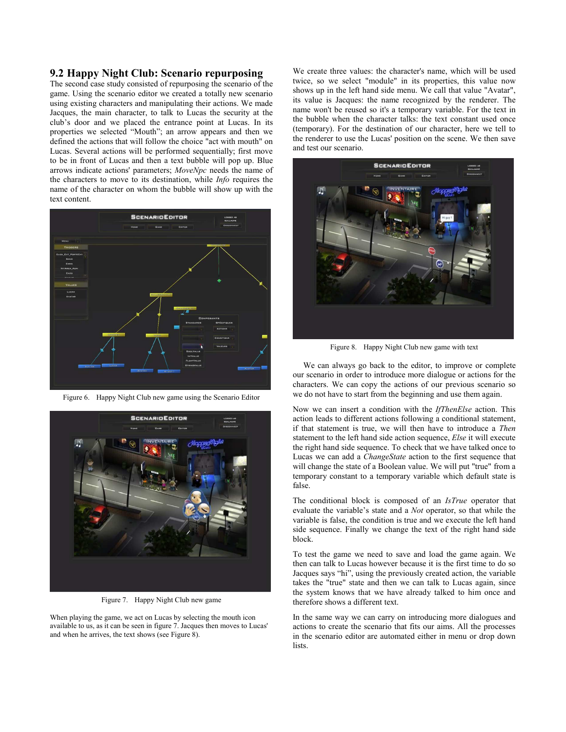## 9.2 Happy Night Club: Scenario repurposing

The second case study consisted of repurposing the scenario of the game. Using the scenario editor we created a totally new scenario using existing characters and manipulating their actions. We made Jacques, the main character, to talk to Lucas the security at the club's door and we placed the entrance point at Lucas. In its properties we selected "Mouth"; an arrow appears and then we defined the actions that will follow the choice "act with mouth" on Lucas. Several actions will be performed sequentially; first move to be in front of Lucas and then a text bubble will pop up. Blue arrows indicate actions' parameters; *MoveNpc* needs the name of the characters to move to its destination, while *Info* requires the name of the character on whom the bubble will show up with the text content.

Figure 6. Happy Night Club new game using the Scenario Editor

Figure 7. Happy Night Club new game

When playing the game, we act on Lucas by selecting the mouth icon available to us, as it can be seen in figure 7. Jacques then moves to Lucas' and when he arrives, the text shows (see Figure 8).

We create three values: the character's name, which will be used twice, so we select "module" in its properties, this value now shows up in the left hand side menu. We call that value "Avatar", its value is Jacques: the name recognized by the renderer. The name won't be reused so it's a temporary variable. For the text in the bubble when the character talks: the text constant used once (temporary). For the destination of our character, here we tell to the renderer to use the Lucas' position on the scene. We then save and test our scenario.

Figure 8. Happy Night Club new game with text

We can always go back to the editor, to improve or complete our scenario in order to introduce more dialogue or actions for the characters. We can copy the actions of our previous scenario so we do not have to start from the beginning and use them again.

Now we can insert a condition with the *IfThenElse* action. This action leads to different actions following a conditional statement, if that statement is true, we will then have to introduce a *Then* statement to the left hand side action sequence, *Else* it will execute the right hand side sequence. To check that we have talked once to Lucas we can add a *ChangeState* action to the first sequence that will change the state of a Boolean value. We will put "true" from a temporary constant to a temporary variable which default state is false.

The conditional block is composed of an *IsTrue* operator that evaluate the variable's state and a *Not* operator, so that while the variable is false, the condition is true and we execute the left hand side sequence. Finally we change the text of the right hand side block.

To test the game we need to save and load the game again. We then can talk to Lucas however because it is the first time to do so Jacques says "hi", using the previously created action, the variable takes the "true" state and then we can talk to Lucas again, since the system knows that we have already talked to him once and therefore shows a different text.

In the same way we can carry on introducing more dialogues and actions to create the scenario that fits our aims. All the processes in the scenario editor are automated either in menu or drop down lists.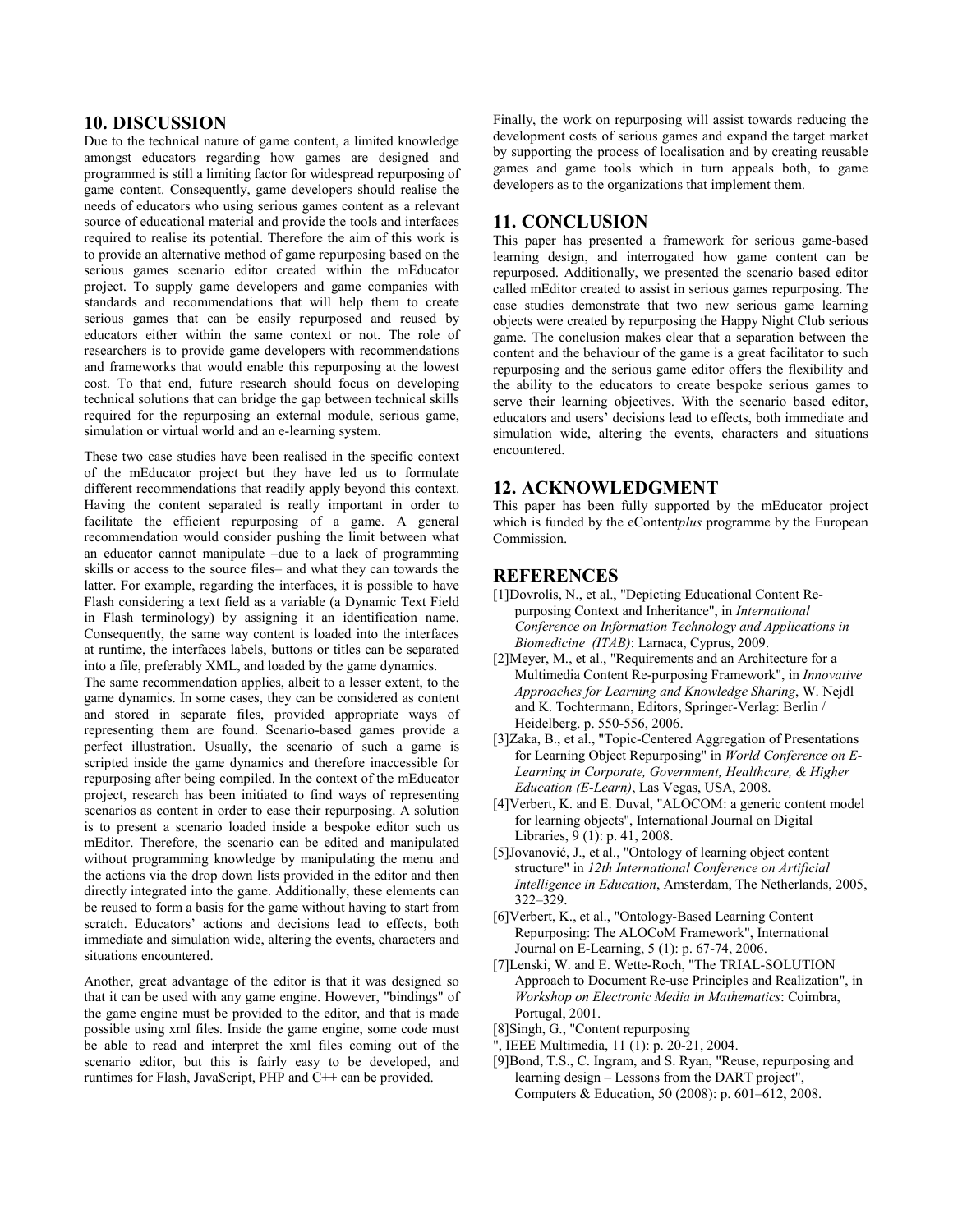## 10. DISCUSSION

Due to the technical nature of game content, a limited knowledge amongst educators regarding how games are designed and programmed is still a limiting factor for widespread repurposing of game content. Consequently, game developers should realise the needs of educators who using serious games content as a relevant source of educational material and provide the tools and interfaces required to realise its potential. Therefore the aim of this work is to provide an alternative method of game repurposing based on the serious games scenario editor created within the mEducator project. To supply game developers and game companies with standards and recommendations that will help them to create serious games that can be easily repurposed and reused by educators either within the same context or not. The role of researchers is to provide game developers with recommendations and frameworks that would enable this repurposing at the lowest cost. To that end, future research should focus on developing technical solutions that can bridge the gap between technical skills required for the repurposing an external module, serious game, simulation or virtual world and an e-learning system.

These two case studies have been realised in the specific context of the mEducator project but they have led us to formulate different recommendations that readily apply beyond this context. Having the content separated is really important in order to facilitate the efficient repurposing of a game. A general recommendation would consider pushing the limit between what an educator cannot manipulate –due to a lack of programming skills or access to the source files– and what they can towards the latter. For example, regarding the interfaces, it is possible to have Flash considering a text field as a variable (a Dynamic Text Field in Flash terminology) by assigning it an identification name. Consequently, the same way content is loaded into the interfaces at runtime, the interfaces labels, buttons or titles can be separated into a file, preferably XML, and loaded by the game dynamics.

The same recommendation applies, albeit to a lesser extent, to the game dynamics. In some cases, they can be considered as content and stored in separate files, provided appropriate ways of representing them are found. Scenario-based games provide a perfect illustration. Usually, the scenario of such a game is scripted inside the game dynamics and therefore inaccessible for repurposing after being compiled. In the context of the mEducator project, research has been initiated to find ways of representing scenarios as content in order to ease their repurposing. A solution is to present a scenario loaded inside a bespoke editor such us mEditor. Therefore, the scenario can be edited and manipulated without programming knowledge by manipulating the menu and the actions via the drop down lists provided in the editor and then directly integrated into the game. Additionally, these elements can be reused to form a basis for the game without having to start from scratch. Educators' actions and decisions lead to effects, both immediate and simulation wide, altering the events, characters and situations encountered.

Another, great advantage of the editor is that it was designed so that it can be used with any game engine. However, "bindings" of the game engine must be provided to the editor, and that is made possible using xml files. Inside the game engine, some code must be able to read and interpret the xml files coming out of the scenario editor, but this is fairly easy to be developed, and runtimes for Flash, JavaScript, PHP and C++ can be provided.

Finally, the work on repurposing will assist towards reducing the development costs of serious games and expand the target market by supporting the process of localisation and by creating reusable games and game tools which in turn appeals both, to game developers as to the organizations that implement them.

## 11. CONCLUSION

This paper has presented a framework for serious game-based learning design, and interrogated how game content can be repurposed. Additionally, we presented the scenario based editor called mEditor created to assist in serious games repurposing. The case studies demonstrate that two new serious game learning objects were created by repurposing the Happy Night Club serious game. The conclusion makes clear that a separation between the content and the behaviour of the game is a great facilitator to such repurposing and the serious game editor offers the flexibility and the ability to the educators to create bespoke serious games to serve their learning objectives. With the scenario based editor, educators and users' decisions lead to effects, both immediate and simulation wide, altering the events, characters and situations encountered.

## 12. ACKNOWLEDGMENT

This paper has been fully supported by the mEducator project which is funded by the eContent*plus* programme by the European Commission.

## REFERENCES

[1] Dovrolis, N., et al., "Depicting Educational Content Re-purposing Context and Inheritance", in *International Conference on Information Technology and Applications in Biomedicine (ITAB)*: Larnaca, Cyprus, 2009.

[2] Meyer, M., et al., "Requirements and an Architecture for a Multimedia Content Re-purposing Framework", in *Innovative Approaches for Learning and Knowledge Sharing*, W. Nejdl and K. Tochtermann, Editors, Springer-Verlag: Berlin / Heidelberg. p. 550-556, 2006.

[3] Zaka, B., et al., "Topic-Centered Aggregation of Presentations for Learning Object Repurposing" in *World Conference on E-Learning in Corporate, Government, Healthcare, & Higher Education (E-Learn)*, Las Vegas, USA, 2008.

[4] Verbert, K. and E. Duval, "ALOCOM: a generic content model for learning objects", International Journal on Digital Libraries, 9 (1): p. 41, 2008.

[5] Jovanović, J., et al., "Ontology of learning object content structure" in *12th International Conference on Artificial Intelligence in Education*, Amsterdam, The Netherlands, 2005, 322–329.

[6] Verbert, K., et al., "Ontology-Based Learning Content Repurposing: The ALOCoM Framework", International Journal on E-Learning, 5 (1): p. 67-74, 2006.

[7] Lenski, W. and E. Wette-Roch, "The TRIAL-SOLUTION Approach to Document Re-use Principles and Realization", in *Workshop on Electronic Media in Mathematics*: Coimbra, Portugal, 2001.

[8] Singh, G., "Content repurposing
", IEEE Multimedia, 11 (1): p. 20-21, 2004.

[9] Bond, T.S., C. Ingram, and S. Ryan, "Reuse, repurposing and learning design – Lessons from the DART project", Computers & Education, 50 (2008): p. 601–612, 2008.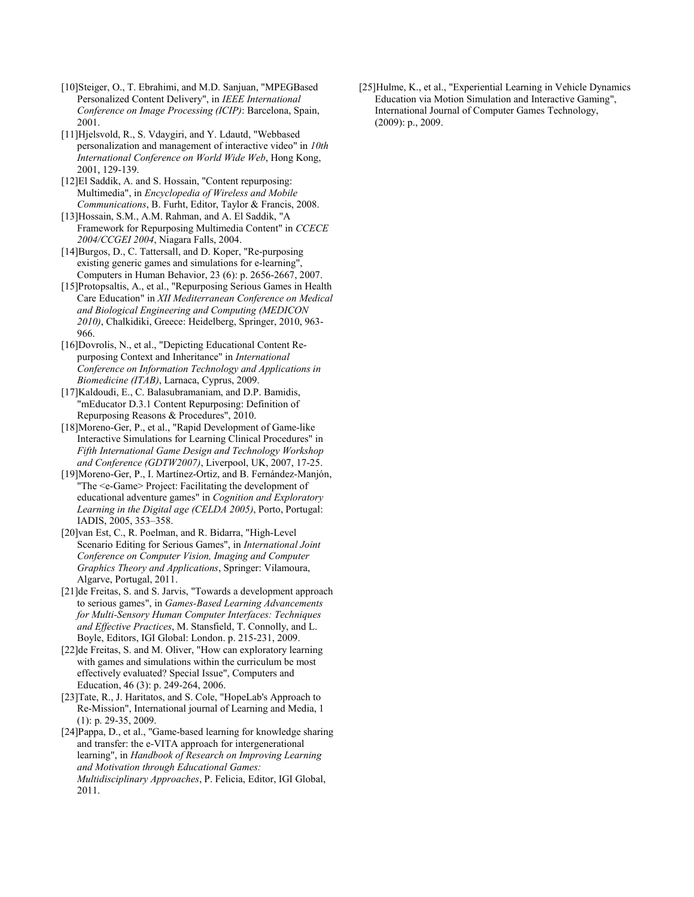[10]Steiger, O., T. Ebrahimi, and M.D. Sanjuan, "MPEGBased Personalized Content Delivery", in *IEEE International Conference on Image Processing (ICIP)*: Barcelona, Spain, 2001.

[11]Hjelsvold, R., S. Vdaygiri, and Y. Ldautd, "Webbased personalization and management of interactive video" in *10th International Conference on World Wide Web*, Hong Kong, 2001, 129-139.

[12]El Saddik, A. and S. Hossain, "Content repurposing: Multimedia", in *Encyclopedia of Wireless and Mobile Communications*, B. Furht, Editor, Taylor & Francis, 2008.

[13]Hossain, S.M., A.M. Rahman, and A. El Saddik, "A Framework for Repurposing Multimedia Content" in *CCECE 2004/CCGEI 2004*, Niagara Falls, 2004.

[14]Burgos, D., C. Tattersall, and D. Koper, "Re-purposing existing generic games and simulations for e-learning", Computers in Human Behavior, 23 (6): p. 2656-2667, 2007.

[15]Protopsaltis, A., et al., "Repurposing Serious Games in Health Care Education" in *XII Mediterranean Conference on Medical and Biological Engineering and Computing (MEDICON 2010)*, Chalkidiki, Greece: Heidelberg, Springer, 2010, 963-966.

[16]Dovrolis, N., et al., "Depicting Educational Content Re-purposing Context and Inheritance" in *International Conference on Information Technology and Applications in Biomedicine (ITAB)*, Larnaca, Cyprus, 2009.

[17]Kaldoudi, E., C. Balasubramaniam, and D.P. Bamidis, "mEducator D.3.1 Content Repurposing: Definition of Repurposing Reasons & Procedures", 2010.

[18]Moreno-Ger, P., et al., "Rapid Development of Game-like Interactive Simulations for Learning Clinical Procedures" in *Fifth International Game Design and Technology Workshop and Conference (GDTW2007)*, Liverpool, UK, 2007, 17-25.

[19]Moreno-Ger, P., I. Martínez-Ortiz, and B. Fernández-Manjón, "The <e-Game> Project: Facilitating the development of educational adventure games" in *Cognition and Exploratory Learning in the Digital age (CELDA 2005)*, Porto, Portugal: IADIS, 2005, 353–358.

[20]van Est, C., R. Poelman, and R. Bidarra, "High-Level Scenario Editing for Serious Games", in *International Joint Conference on Computer Vision, Imaging and Computer Graphics Theory and Applications*, Springer: Vilamoura, Algarve, Portugal, 2011.

[21]de Freitas, S. and S. Jarvis, "Towards a development approach to serious games", in *Games-Based Learning Advancements for Multi-Sensory Human Computer Interfaces: Techniques and Effective Practices*, M. Stansfield, T. Connolly, and L. Boyle, Editors, IGI Global: London. p. 215-231, 2009.

[22]de Freitas, S. and M. Oliver, "How can exploratory learning with games and simulations within the curriculum be most effectively evaluated? Special Issue", Computers and Education, 46 (3): p. 249-264, 2006.

[23]Tate, R., J. Haritatos, and S. Cole, "HopeLab's Approach to Re-Mission", International journal of Learning and Media, 1 (1): p. 29-35, 2009.

[24]Pappa, D., et al., "Game-based learning for knowledge sharing and transfer: the e-VITA approach for intergenerational learning", in *Handbook of Research on Improving Learning and Motivation through Educational Games: Multidisciplinary Approaches*, P. Felicia, Editor, IGI Global, 2011.

[25]Hulme, K., et al., "Experiential Learning in Vehicle Dynamics Education via Motion Simulation and Interactive Gaming", International Journal of Computer Games Technology, (2009): p., 2009.